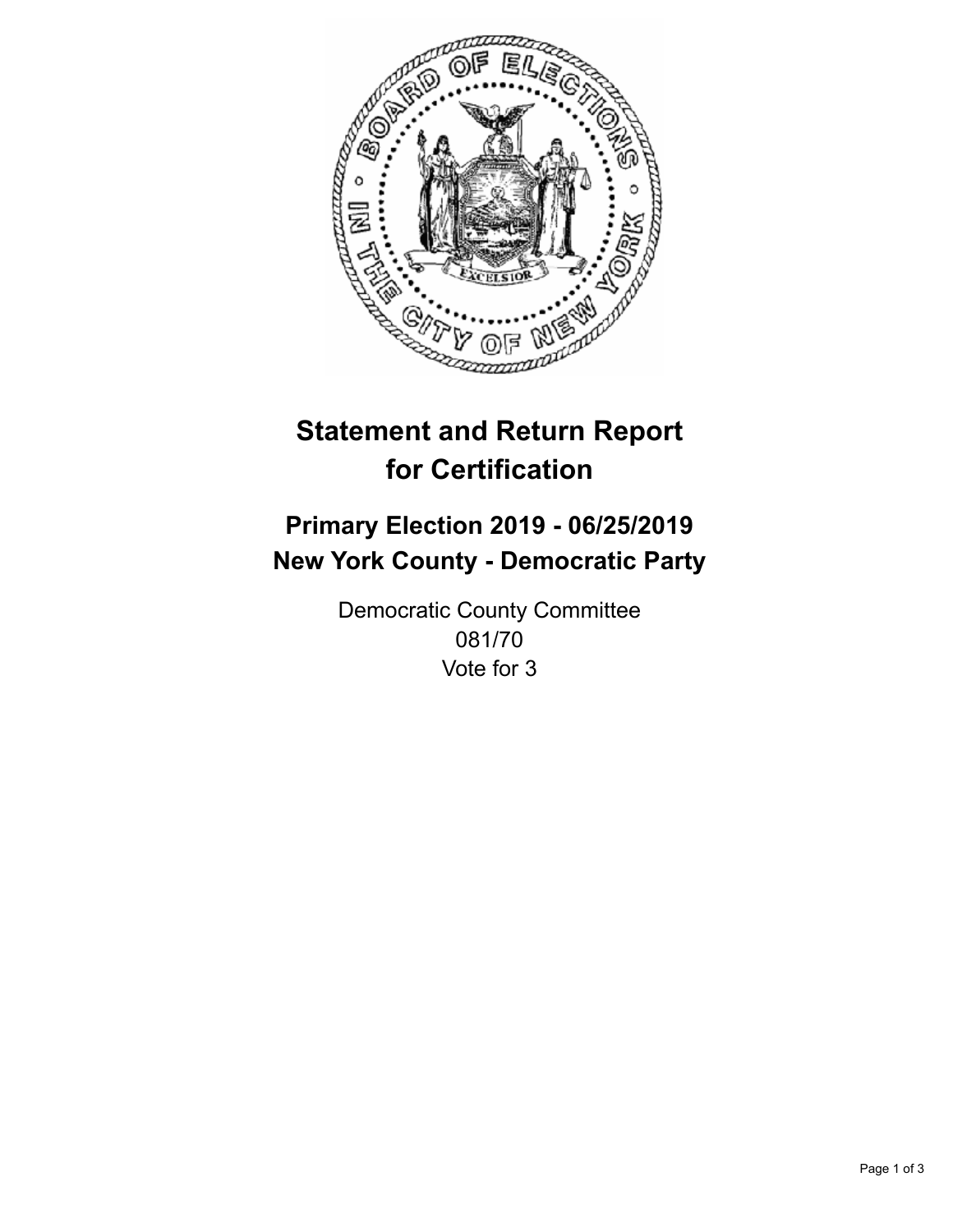# Statement and Return Report for Certification

## Primary Election 2019 - 06/25/2019
## New York County - Democratic Party

Democratic County Committee
081/70
Vote for 3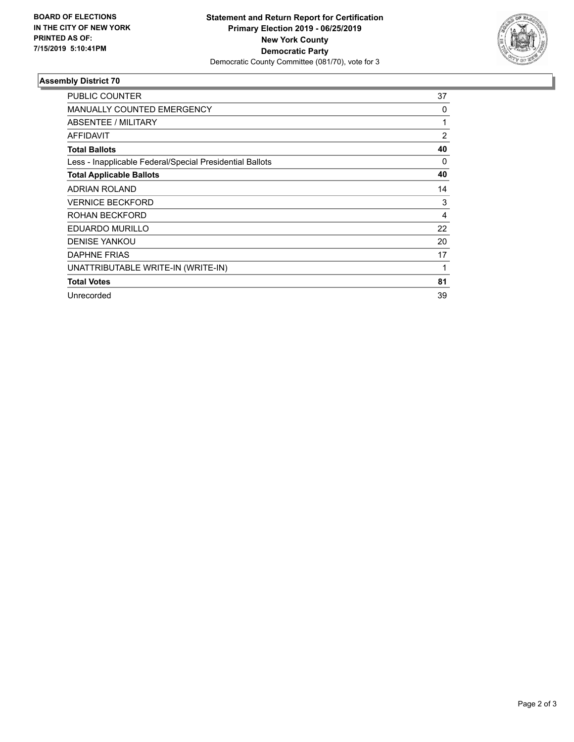**BOARD OF ELECTIONS IN THE CITY OF NEW YORK PRINTED AS OF: 7/15/2019 5:10:41PM**

**Statement and Return Report for Certification**
**Primary Election 2019 - 06/25/2019**
**New York County**
**Democratic Party**
Democratic County Committee (081/70), vote for 3

## Assembly District 70

| | |
|---|---|
| PUBLIC COUNTER | 37 |
| MANUALLY COUNTED EMERGENCY | 0 |
| ABSENTEE / MILITARY | 1 |
| AFFIDAVIT | 2 |
| **Total Ballots** | **40** |
| Less - Inapplicable Federal/Special Presidential Ballots | 0 |
| **Total Applicable Ballots** | **40** |
| ADRIAN ROLAND | 14 |
| VERNICE BECKFORD | 3 |
| ROHAN BECKFORD | 4 |
| EDUARDO MURILLO | 22 |
| DENISE YANKOU | 20 |
| DAPHNE FRIAS | 17 |
| UNATTRIBUTABLE WRITE-IN (WRITE-IN) | 1 |
| **Total Votes** | **81** |
| Unrecorded | 39 |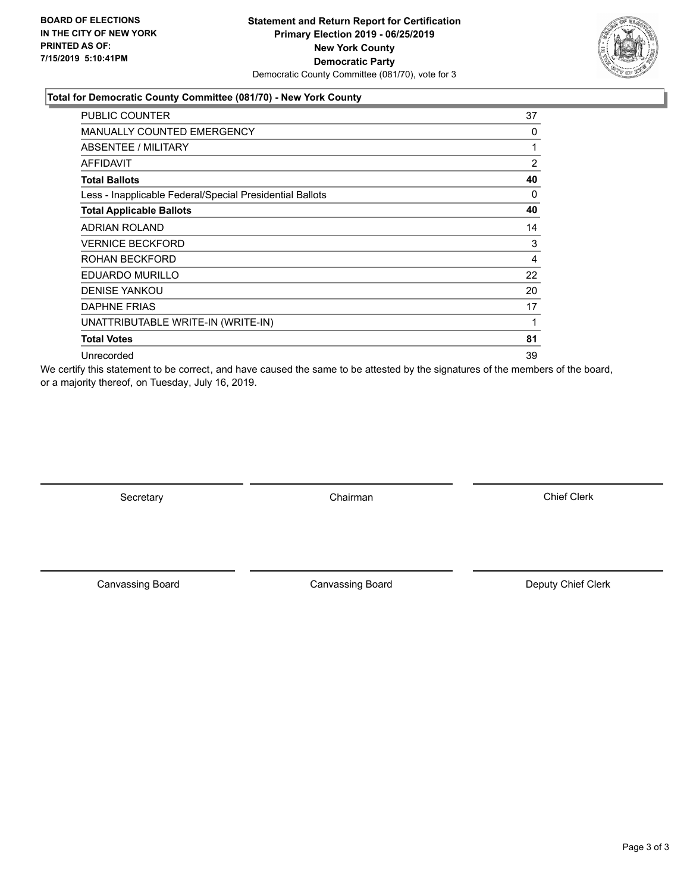**BOARD OF ELECTIONS IN THE CITY OF NEW YORK PRINTED AS OF: 7/15/2019 5:10:41PM**

**Statement and Return Report for Certification**
**Primary Election 2019 - 06/25/2019**
**New York County**
**Democratic Party**
Democratic County Committee (081/70), vote for 3

### Total for Democratic County Committee (081/70) - New York County

| | |
|---|---|
| PUBLIC COUNTER | 37 |
| MANUALLY COUNTED EMERGENCY | 0 |
| ABSENTEE / MILITARY | 1 |
| AFFIDAVIT | 2 |
| **Total Ballots** | **40** |
| Less - Inapplicable Federal/Special Presidential Ballots | 0 |
| **Total Applicable Ballots** | **40** |
| ADRIAN ROLAND | 14 |
| VERNICE BECKFORD | 3 |
| ROHAN BECKFORD | 4 |
| EDUARDO MURILLO | 22 |
| DENISE YANKOU | 20 |
| DAPHNE FRIAS | 17 |
| UNATTRIBUTABLE WRITE-IN (WRITE-IN) | 1 |
| **Total Votes** | **81** |
| Unrecorded | 39 |

We certify this statement to be correct, and have caused the same to be attested by the signatures of the members of the board, or a majority thereof, on Tuesday, July 16, 2019.

Secretary

Chairman

Chief Clerk

Canvassing Board

Canvassing Board

Deputy Chief Clerk